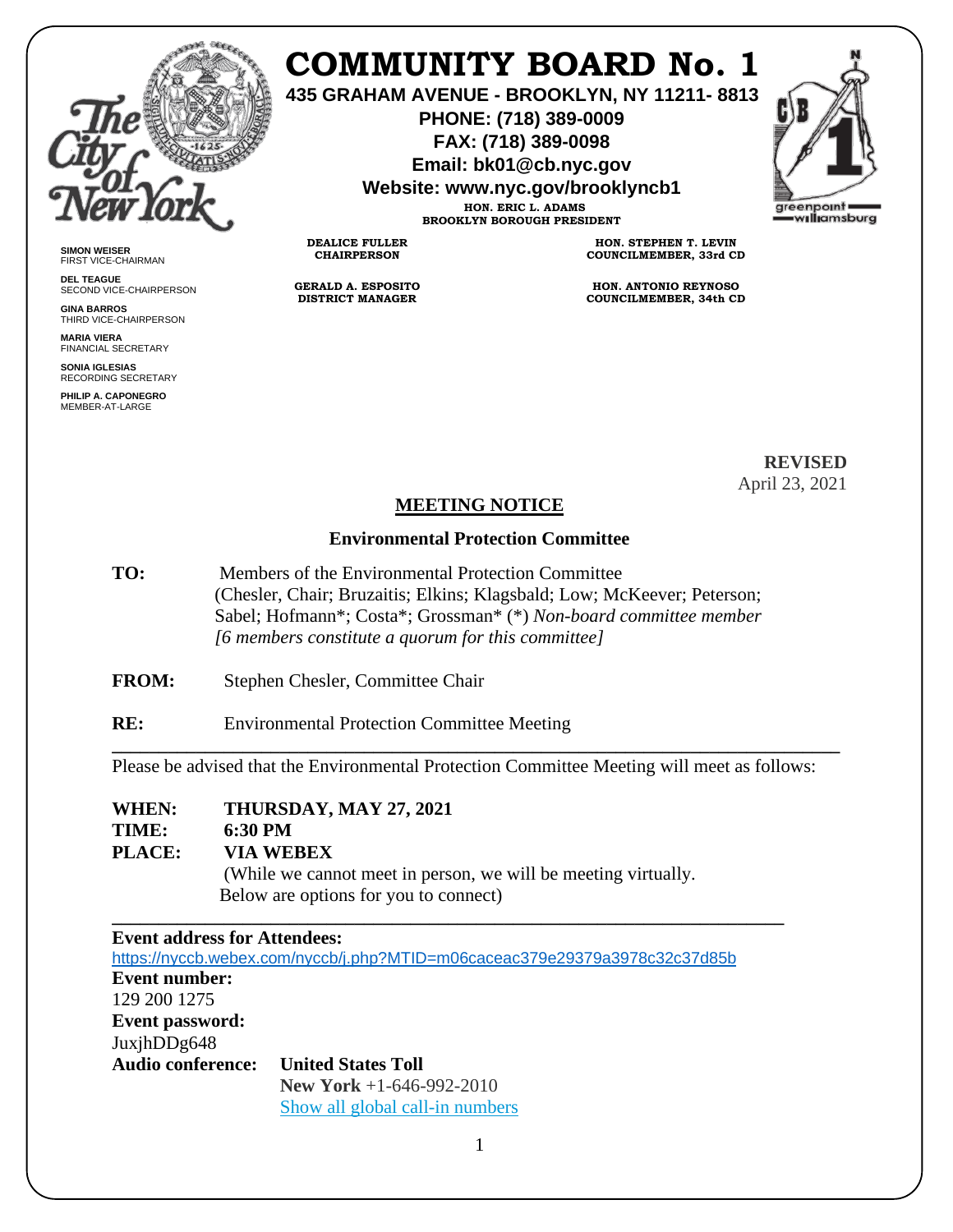# COMMUNITY BOARD No. 1

**435 GRAHAM AVENUE - BROOKLYN, NY 11211- 8813**
**PHONE: (718) 389-0009**
**FAX: (718) 389-0098**
**Email: bk01@cb.nyc.gov**
**Website: www.nyc.gov/brooklyncb1**

**HON. ERIC L. ADAMS**
**BROOKLYN BOROUGH PRESIDENT**

**DEALICE FULLER**
**CHAIRPERSON**

**GERALD A. ESPOSITO**
**DISTRICT MANAGER**

**HON. STEPHEN T. LEVIN**
**COUNCILMEMBER, 33rd CD**

**HON. ANTONIO REYNOSO**
**COUNCILMEMBER, 34th CD**

**SIMON WEISER**
FIRST VICE-CHAIRMAN

**DEL TEAGUE**
SECOND VICE-CHAIRPERSON

**GINA BARROS**
THIRD VICE-CHAIRPERSON

**MARIA VIERA**
FINANCIAL SECRETARY

**SONIA IGLESIAS**
RECORDING SECRETARY

**PHILIP A. CAPONEGRO**
MEMBER-AT-LARGE

**REVISED**
April 23, 2021

## MEETING NOTICE

### Environmental Protection Committee

**TO:** Members of the Environmental Protection Committee (Chesler, Chair; Bruzaitis; Elkins; Klagsbald; Low; McKeever; Peterson; Sabel; Hofmann*; Costa*; Grossman* (*) *Non-board committee member* *[6 members constitute a quorum for this committee]*

**FROM:** Stephen Chesler, Committee Chair

**RE:** Environmental Protection Committee Meeting

---

Please be advised that the Environmental Protection Committee Meeting will meet as follows:

**WHEN:** **THURSDAY, MAY 27, 2021**
**TIME:** **6:30 PM**
**PLACE:** **VIA WEBEX**
(While we cannot meet in person, we will be meeting virtually. Below are options for you to connect)

---

**Event address for Attendees:**
https://nyccb.webex.com/nyccb/j.php?MTID=m06caceac379e29379a3978c32c37d85b
**Event number:**
129 200 1275
**Event password:**
JuxjhDDg648
**Audio conference:** **United States Toll**
**New York** +1-646-992-2010
Show all global call-in numbers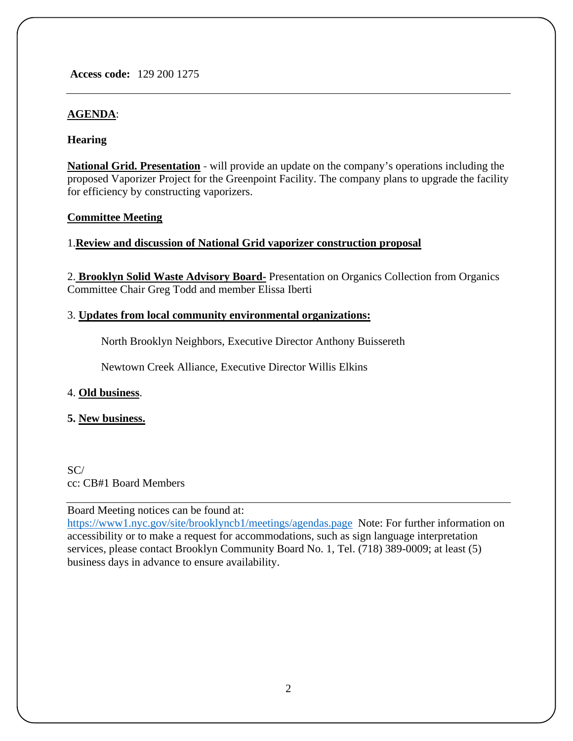**Access code:** 129 200 1275

---

**<u>AGENDA</u>**:

**Hearing**

**<u>National Grid. Presentation</u>** - will provide an update on the company's operations including the proposed Vaporizer Project for the Greenpoint Facility. The company plans to upgrade the facility for efficiency by constructing vaporizers.

**<u>Committee Meeting</u>**

1.**<u>Review and discussion of National Grid vaporizer construction proposal</u>**

2. **<u>Brooklyn Solid Waste Advisory Board-</u>** Presentation on Organics Collection from Organics Committee Chair Greg Todd and member Elissa Iberti

3. **<u>Updates from local community environmental organizations:</u>**

North Brooklyn Neighbors, Executive Director Anthony Buissereth

Newtown Creek Alliance, Executive Director Willis Elkins

4. **<u>Old business</u>**.

**5. <u>New business.</u>**

SC/
cc: CB#1 Board Members

---

Board Meeting notices can be found at:
https://www1.nyc.gov/site/brooklyncb1/meetings/agendas.page Note: For further information on accessibility or to make a request for accommodations, such as sign language interpretation services, please contact Brooklyn Community Board No. 1, Tel. (718) 389-0009; at least (5) business days in advance to ensure availability.